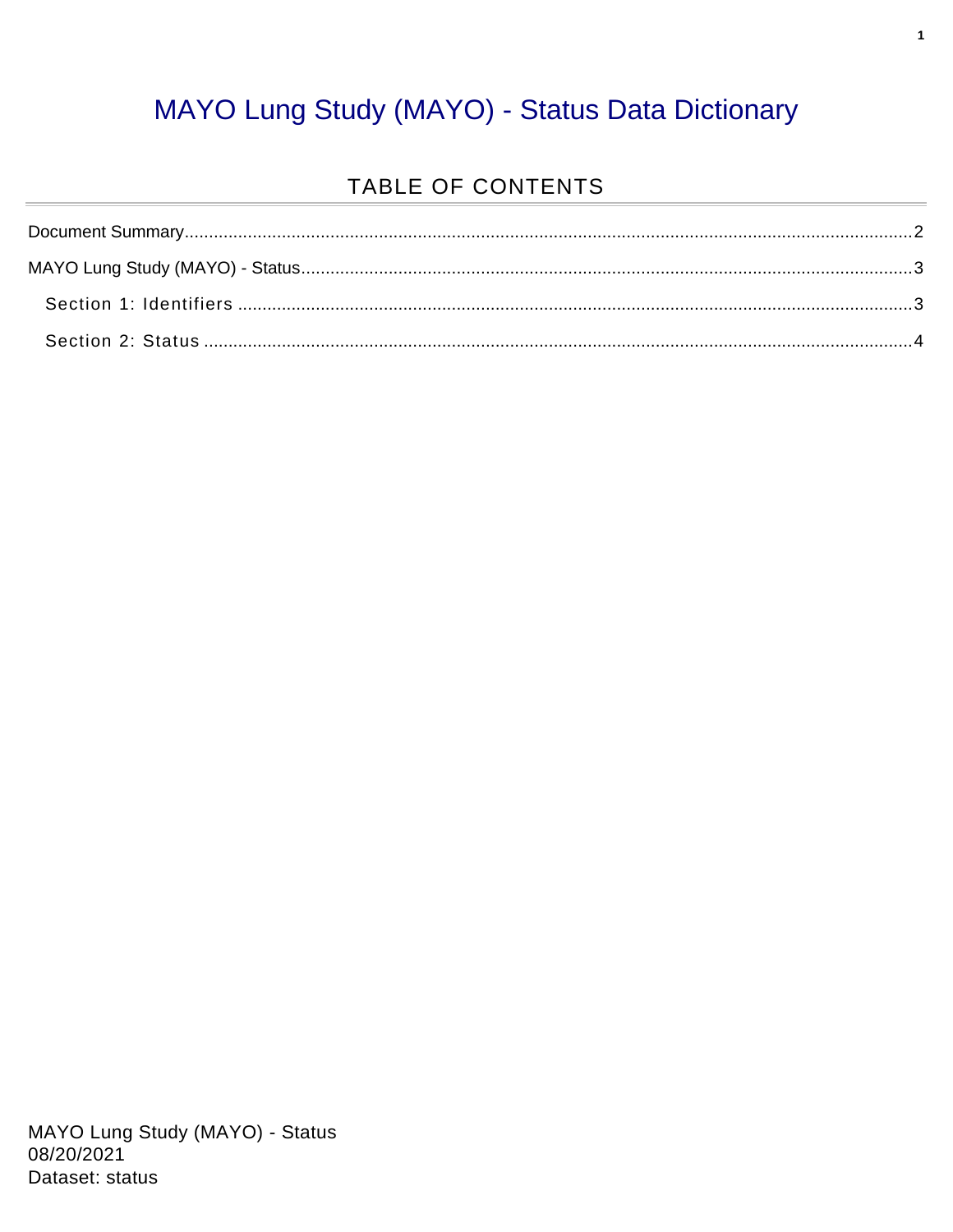# MAYO Lung Study (MAYO) - Status Data Dictionary

## TABLE OF CONTENTS

Document Summary....................................................................................................2

MAYO Lung Study (MAYO) - Status..............................................................................3

Section 1: Identifiers ..................................................................................................3

Section 2: Status ........................................................................................................4

MAYO Lung Study (MAYO) - Status
08/20/2021
Dataset: status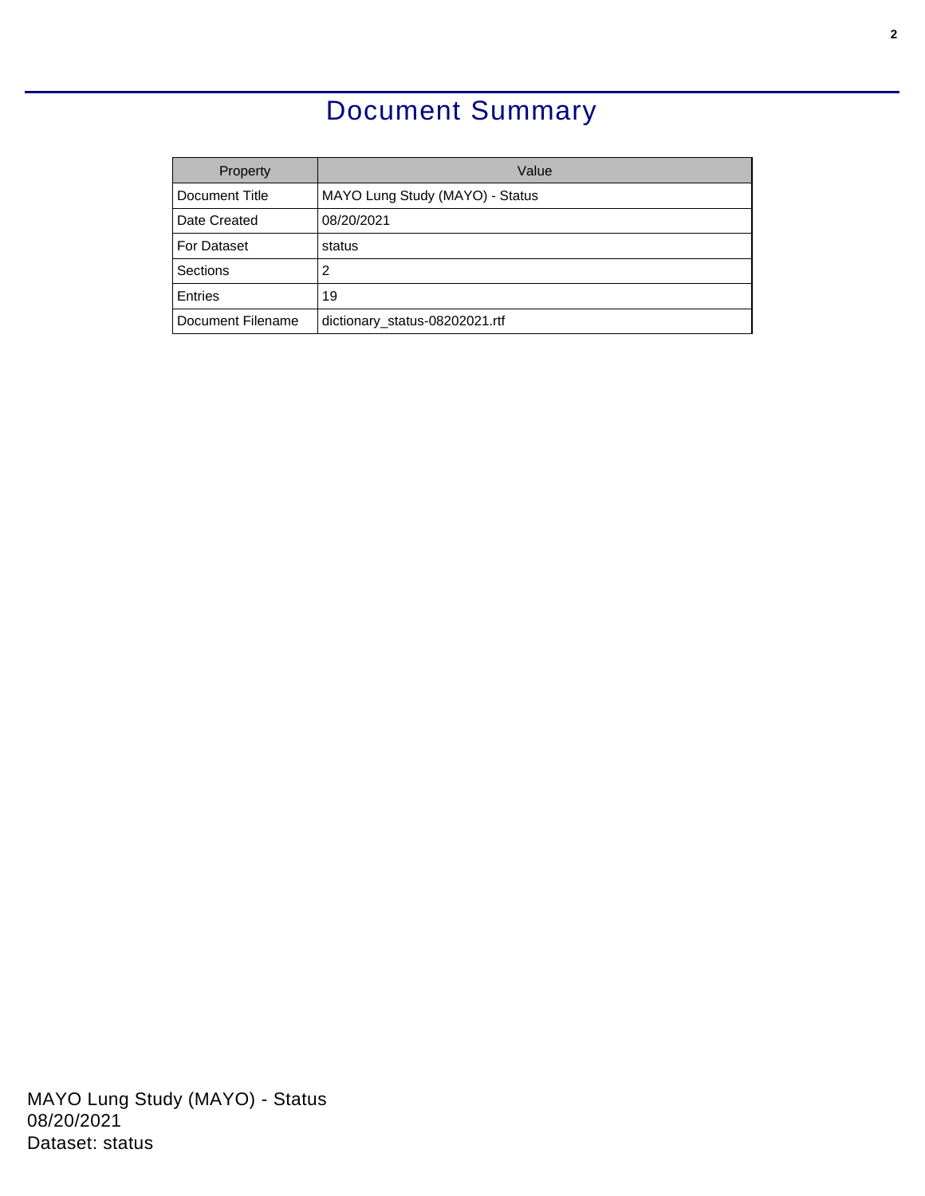# Document Summary

| Property | Value |
| --- | --- |
| Document Title | MAYO Lung Study (MAYO) - Status |
| Date Created | 08/20/2021 |
| For Dataset | status |
| Sections | 2 |
| Entries | 19 |
| Document Filename | dictionary_status-08202021.rtf |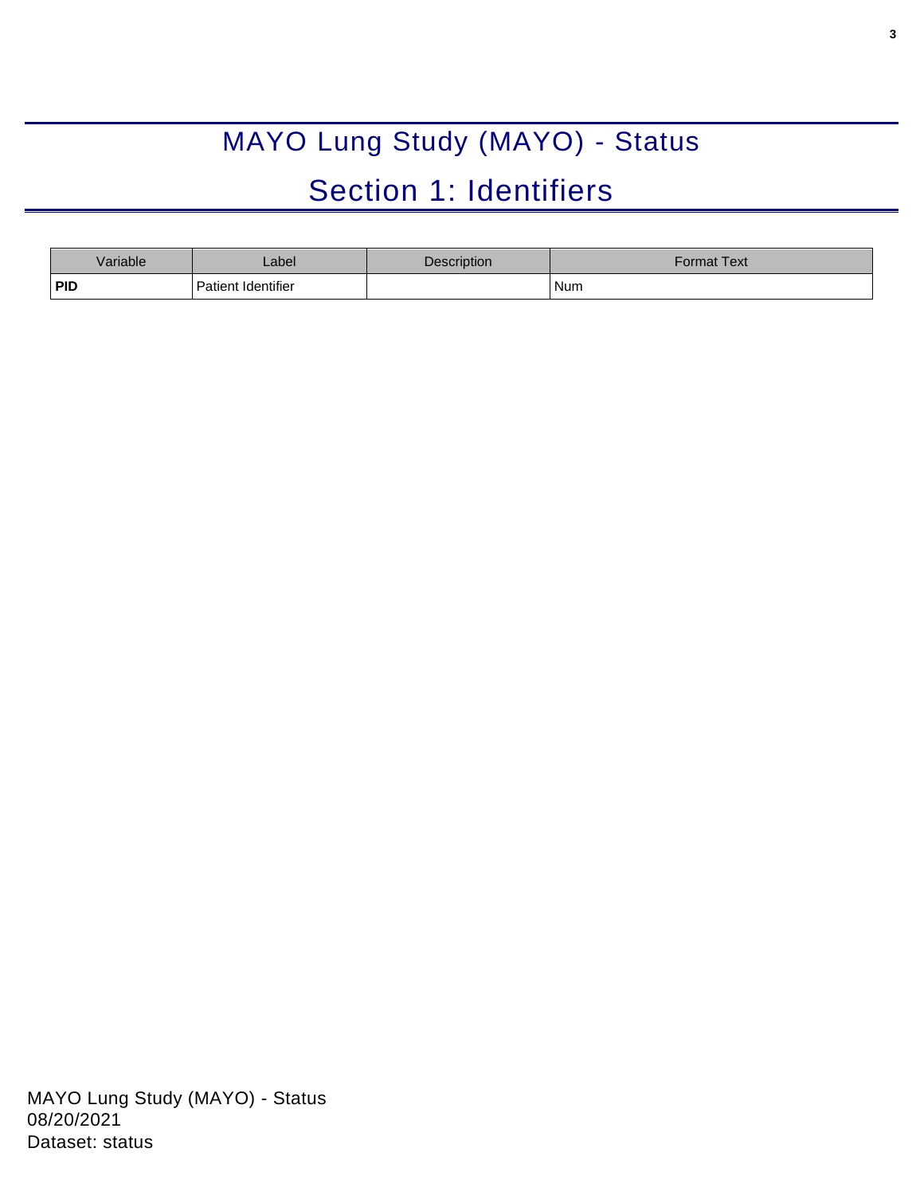# MAYO Lung Study (MAYO) - Status

## Section 1: Identifiers

| Variable | Label | Description | Format Text |
|---|---|---|---|
| **PID** | Patient Identifier | | Num |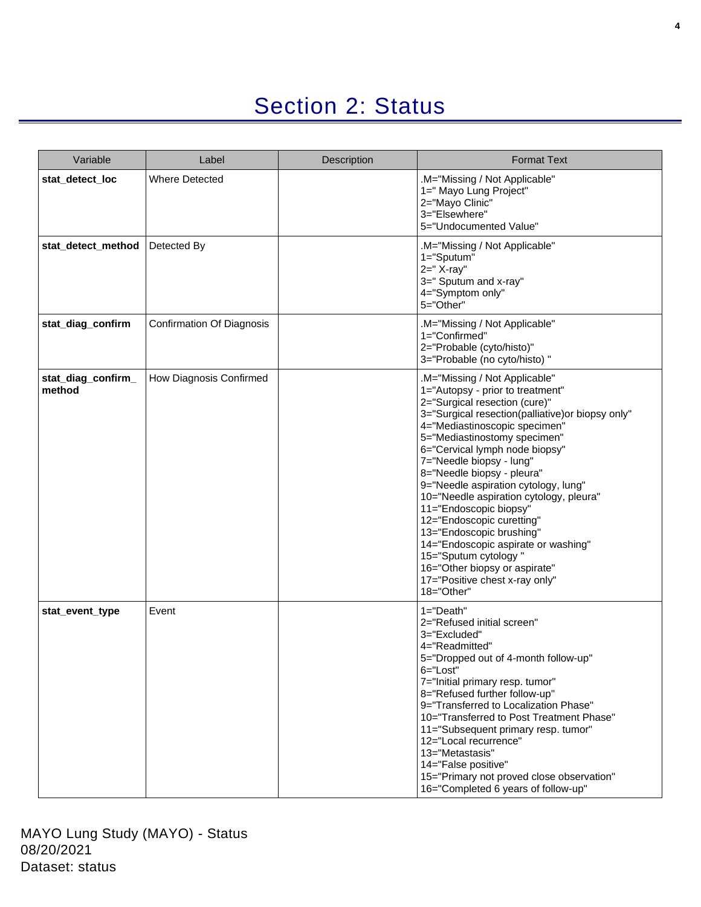# Section 2: Status

| Variable | Label | Description | Format Text |
|---|---|---|---|
| **stat_detect_loc** | Where Detected | | .M="Missing / Not Applicable"<br>1=" Mayo Lung Project"<br>2="Mayo Clinic"<br>3="Elsewhere"<br>5="Undocumented Value" |
| **stat_detect_method** | Detected By | | .M="Missing / Not Applicable"<br>1="Sputum"<br>2=" X-ray"<br>3=" Sputum and x-ray"<br>4="Symptom only"<br>5="Other" |
| **stat_diag_confirm** | Confirmation Of Diagnosis | | .M="Missing / Not Applicable"<br>1="Confirmed"<br>2="Probable (cyto/histo)"<br>3="Probable (no cyto/histo) " |
| **stat_diag_confirm_method** | How Diagnosis Confirmed | | .M="Missing / Not Applicable"<br>1="Autopsy - prior to treatment"<br>2="Surgical resection (cure)"<br>3="Surgical resection(palliative)or biopsy only"<br>4="Mediastinoscopic specimen"<br>5="Mediastinostomy specimen"<br>6="Cervical lymph node biopsy"<br>7="Needle biopsy - lung"<br>8="Needle biopsy - pleura"<br>9="Needle aspiration cytology, lung"<br>10="Needle aspiration cytology, pleura"<br>11="Endoscopic biopsy"<br>12="Endoscopic curetting"<br>13="Endoscopic brushing"<br>14="Endoscopic aspirate or washing"<br>15="Sputum cytology "<br>16="Other biopsy or aspirate"<br>17="Positive chest x-ray only"<br>18="Other" |
| **stat_event_type** | Event | | 1="Death"<br>2="Refused initial screen"<br>3="Excluded"<br>4="Readmitted"<br>5="Dropped out of 4-month follow-up"<br>6="Lost"<br>7="Initial primary resp. tumor"<br>8="Refused further follow-up"<br>9="Transferred to Localization Phase"<br>10="Transferred to Post Treatment Phase"<br>11="Subsequent primary resp. tumor"<br>12="Local recurrence"<br>13="Metastasis"<br>14="False positive"<br>15="Primary not proved close observation"<br>16="Completed 6 years of follow-up" |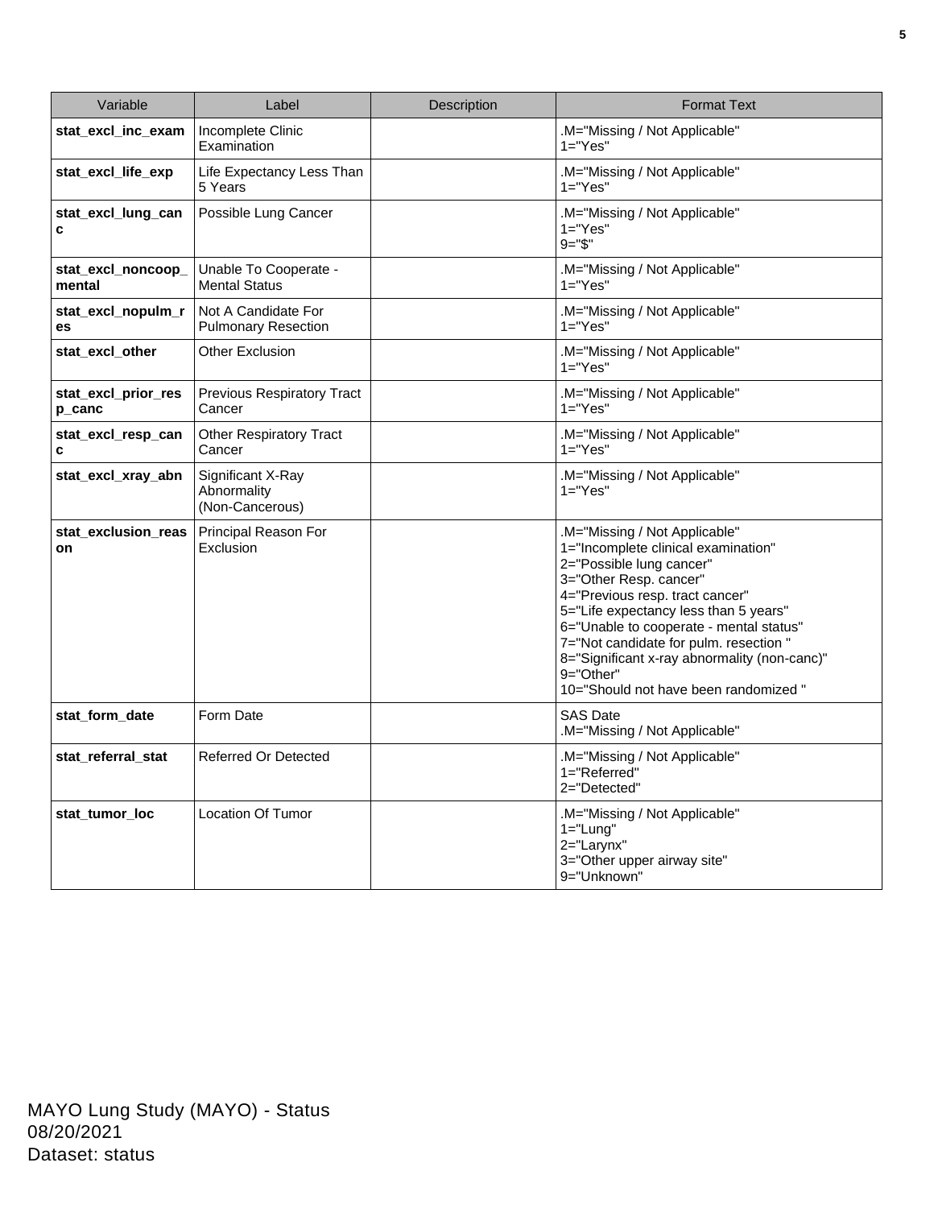| Variable | Label | Description | Format Text |
|---|---|---|---|
| **stat_excl_inc_exam** | Incomplete Clinic Examination | | .M="Missing / Not Applicable"<br>1="Yes" |
| **stat_excl_life_exp** | Life Expectancy Less Than 5 Years | | .M="Missing / Not Applicable"<br>1="Yes" |
| **stat_excl_lung_canc** | Possible Lung Cancer | | .M="Missing / Not Applicable"<br>1="Yes"<br>9="$" |
| **stat_excl_noncoop_mental** | Unable To Cooperate - Mental Status | | .M="Missing / Not Applicable"<br>1="Yes" |
| **stat_excl_nopulm_res** | Not A Candidate For Pulmonary Resection | | .M="Missing / Not Applicable"<br>1="Yes" |
| **stat_excl_other** | Other Exclusion | | .M="Missing / Not Applicable"<br>1="Yes" |
| **stat_excl_prior_resp_canc** | Previous Respiratory Tract Cancer | | .M="Missing / Not Applicable"<br>1="Yes" |
| **stat_excl_resp_canc** | Other Respiratory Tract Cancer | | .M="Missing / Not Applicable"<br>1="Yes" |
| **stat_excl_xray_abn** | Significant X-Ray Abnormality (Non-Cancerous) | | .M="Missing / Not Applicable"<br>1="Yes" |
| **stat_exclusion_reason** | Principal Reason For Exclusion | | .M="Missing / Not Applicable"<br>1="Incomplete clinical examination"<br>2="Possible lung cancer"<br>3="Other Resp. cancer"<br>4="Previous resp. tract cancer"<br>5="Life expectancy less than 5 years"<br>6="Unable to cooperate - mental status"<br>7="Not candidate for pulm. resection "<br>8="Significant x-ray abnormality (non-canc)"<br>9="Other"<br>10="Should not have been randomized " |
| **stat_form_date** | Form Date | | SAS Date<br>.M="Missing / Not Applicable" |
| **stat_referral_stat** | Referred Or Detected | | .M="Missing / Not Applicable"<br>1="Referred"<br>2="Detected" |
| **stat_tumor_loc** | Location Of Tumor | | .M="Missing / Not Applicable"<br>1="Lung"<br>2="Larynx"<br>3="Other upper airway site"<br>9="Unknown" |